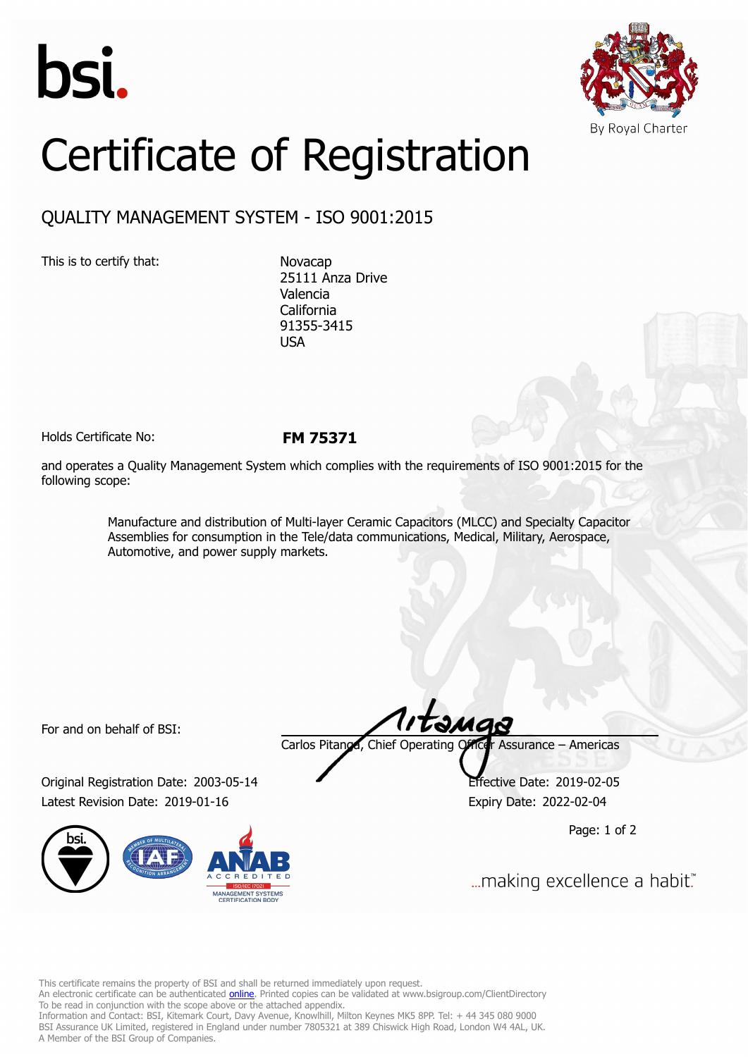bsi.

By Royal Charter

# Certificate of Registration

## QUALITY MANAGEMENT SYSTEM - ISO 9001:2015

This is to certify that:

Novacap
25111 Anza Drive
Valencia
California
91355-3415
USA

Holds Certificate No: **FM 75371**

and operates a Quality Management System which complies with the requirements of ISO 9001:2015 for the following scope:

> Manufacture and distribution of Multi-layer Ceramic Capacitors (MLCC) and Specialty Capacitor Assemblies for consumption in the Tele/data communications, Medical, Military, Aerospace, Automotive, and power supply markets.

For and on behalf of BSI:

Carlos Pitanga, Chief Operating Officer Assurance – Americas

Original Registration Date: 2003-05-14
Latest Revision Date: 2019-01-16

Effective Date: 2019-02-05
Expiry Date: 2022-02-04

...making excellence a habit.™

This certificate remains the property of BSI and shall be returned immediately upon request.
An electronic certificate can be authenticated online. Printed copies can be validated at www.bsigroup.com/ClientDirectory
To be read in conjunction with the scope above or the attached appendix.
Information and Contact: BSI, Kitemark Court, Davy Avenue, Knowlhill, Milton Keynes MK5 8PP. Tel: + 44 345 080 9000
BSI Assurance UK Limited, registered in England under number 7805321 at 389 Chiswick High Road, London W4 4AL, UK.
A Member of the BSI Group of Companies.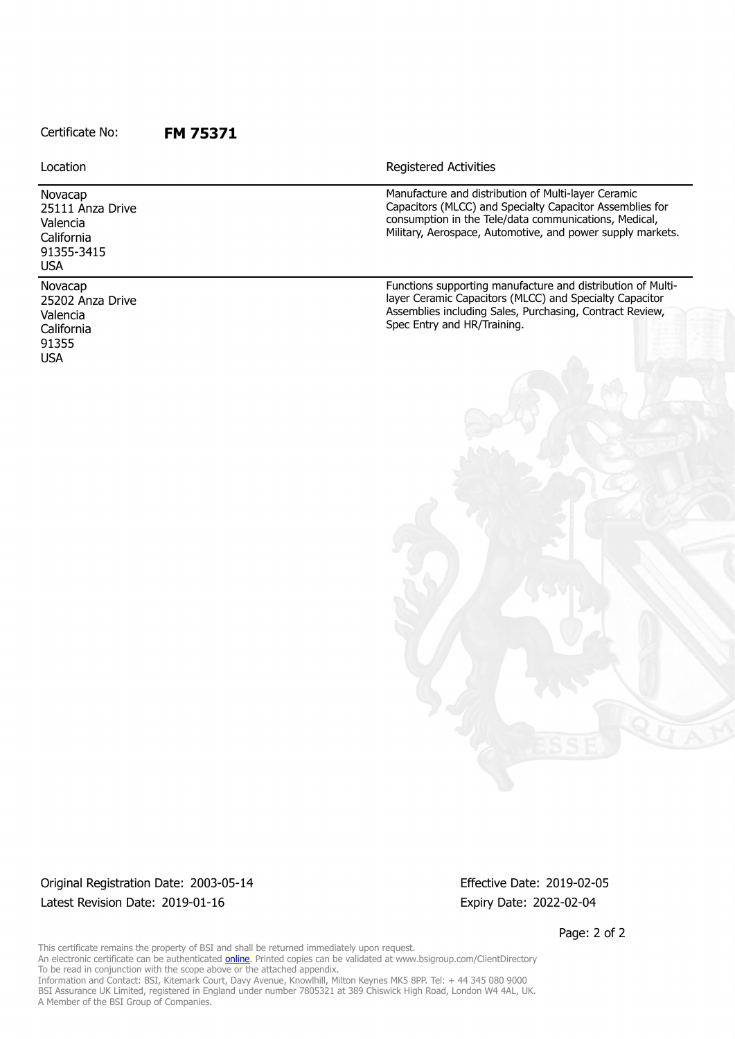Certificate No: **FM 75371**

| Location | Registered Activities |
| --- | --- |
| Novacap<br>25111 Anza Drive<br>Valencia<br>California<br>91355-3415<br>USA | Manufacture and distribution of Multi-layer Ceramic Capacitors (MLCC) and Specialty Capacitor Assemblies for consumption in the Tele/data communications, Medical, Military, Aerospace, Automotive, and power supply markets. |
| Novacap<br>25202 Anza Drive<br>Valencia<br>California<br>91355<br>USA | Functions supporting manufacture and distribution of Multi-layer Ceramic Capacitors (MLCC) and Specialty Capacitor Assemblies including Sales, Purchasing, Contract Review, Spec Entry and HR/Training. |

Original Registration Date: 2003-05-14

Latest Revision Date: 2019-01-16

Effective Date: 2019-02-05

Expiry Date: 2022-02-04

This certificate remains the property of BSI and shall be returned immediately upon request.
An electronic certificate can be authenticated online. Printed copies can be validated at www.bsigroup.com/ClientDirectory
To be read in conjunction with the scope above or the attached appendix.
Information and Contact: BSI, Kitemark Court, Davy Avenue, Knowlhill, Milton Keynes MK5 8PP. Tel: + 44 345 080 9000
BSI Assurance UK Limited, registered in England under number 7805321 at 389 Chiswick High Road, London W4 4AL, UK.
A Member of the BSI Group of Companies.